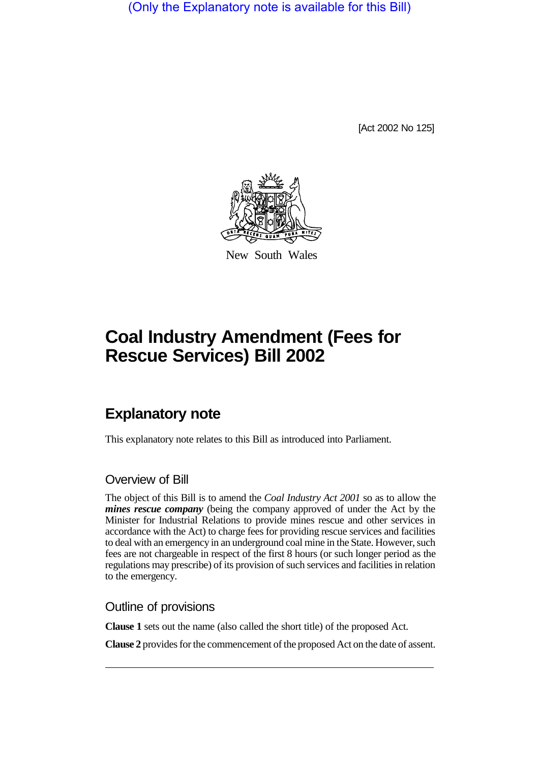(Only the Explanatory note is available for this Bill)

[Act 2002 No 125]

New South Wales

# Coal Industry Amendment (Fees for Rescue Services) Bill 2002

## Explanatory note

This explanatory note relates to this Bill as introduced into Parliament.

### Overview of Bill

The object of this Bill is to amend the *Coal Industry Act 2001* so as to allow the ***mines rescue company*** (being the company approved of under the Act by the Minister for Industrial Relations to provide mines rescue and other services in accordance with the Act) to charge fees for providing rescue services and facilities to deal with an emergency in an underground coal mine in the State. However, such fees are not chargeable in respect of the first 8 hours (or such longer period as the regulations may prescribe) of its provision of such services and facilities in relation to the emergency.

### Outline of provisions

**Clause 1** sets out the name (also called the short title) of the proposed Act.

**Clause 2** provides for the commencement of the proposed Act on the date of assent.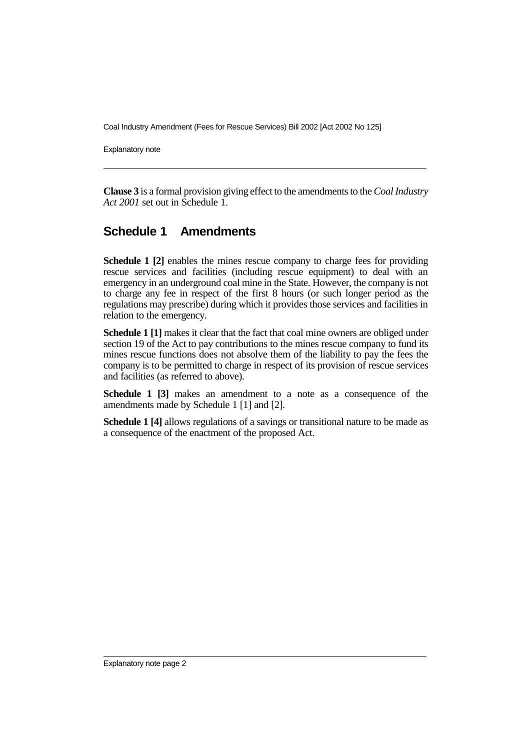**Clause 3** is a formal provision giving effect to the amendments to the *Coal Industry Act 2001* set out in Schedule 1.

## Schedule 1 Amendments

**Schedule 1 [2]** enables the mines rescue company to charge fees for providing rescue services and facilities (including rescue equipment) to deal with an emergency in an underground coal mine in the State. However, the company is not to charge any fee in respect of the first 8 hours (or such longer period as the regulations may prescribe) during which it provides those services and facilities in relation to the emergency.

**Schedule 1 [1]** makes it clear that the fact that coal mine owners are obliged under section 19 of the Act to pay contributions to the mines rescue company to fund its mines rescue functions does not absolve them of the liability to pay the fees the company is to be permitted to charge in respect of its provision of rescue services and facilities (as referred to above).

**Schedule 1 [3]** makes an amendment to a note as a consequence of the amendments made by Schedule 1 [1] and [2].

**Schedule 1 [4]** allows regulations of a savings or transitional nature to be made as a consequence of the enactment of the proposed Act.